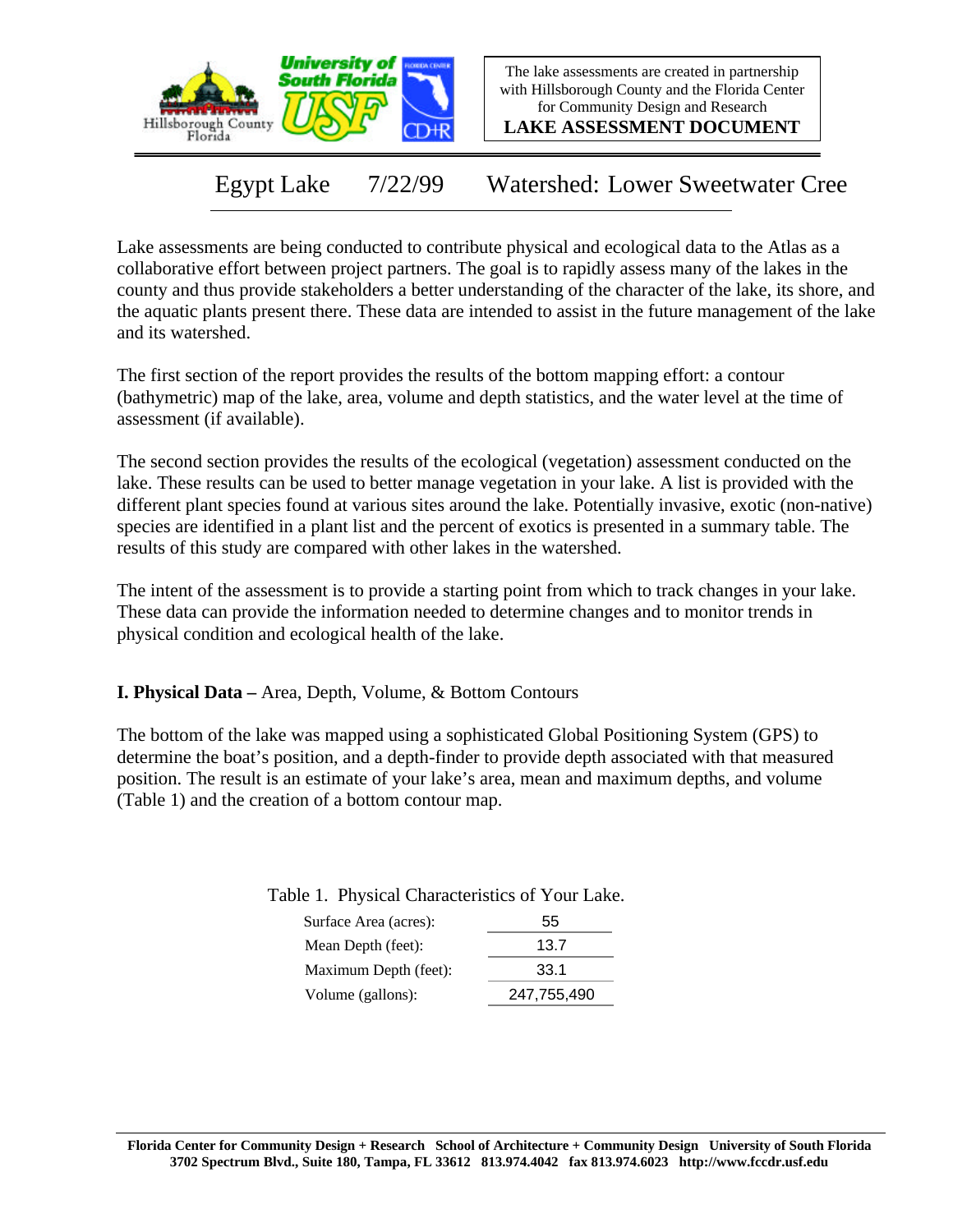The lake assessments are created in partnership with Hillsborough County and the Florida Center for Community Design and Research

**LAKE ASSESSMENT DOCUMENT**

# Egypt Lake 7/22/99 Watershed: Lower Sweetwater Cree

Lake assessments are being conducted to contribute physical and ecological data to the Atlas as a collaborative effort between project partners. The goal is to rapidly assess many of the lakes in the county and thus provide stakeholders a better understanding of the character of the lake, its shore, and the aquatic plants present there. These data are intended to assist in the future management of the lake and its watershed.

The first section of the report provides the results of the bottom mapping effort: a contour (bathymetric) map of the lake, area, volume and depth statistics, and the water level at the time of assessment (if available).

The second section provides the results of the ecological (vegetation) assessment conducted on the lake. These results can be used to better manage vegetation in your lake. A list is provided with the different plant species found at various sites around the lake. Potentially invasive, exotic (non-native) species are identified in a plant list and the percent of exotics is presented in a summary table. The results of this study are compared with other lakes in the watershed.

The intent of the assessment is to provide a starting point from which to track changes in your lake. These data can provide the information needed to determine changes and to monitor trends in physical condition and ecological health of the lake.

## I. Physical Data – Area, Depth, Volume, & Bottom Contours

The bottom of the lake was mapped using a sophisticated Global Positioning System (GPS) to determine the boat's position, and a depth-finder to provide depth associated with that measured position. The result is an estimate of your lake's area, mean and maximum depths, and volume (Table 1) and the creation of a bottom contour map.

Table 1. Physical Characteristics of Your Lake.

| | |
|---|---|
| Surface Area (acres): | 55 |
| Mean Depth (feet): | 13.7 |
| Maximum Depth (feet): | 33.1 |
| Volume (gallons): | 247,755,490 |

Florida Center for Community Design + Research School of Architecture + Community Design University of South Florida
3702 Spectrum Blvd., Suite 180, Tampa, FL 33612 813.974.4042 fax 813.974.6023 http://www.fccdr.usf.edu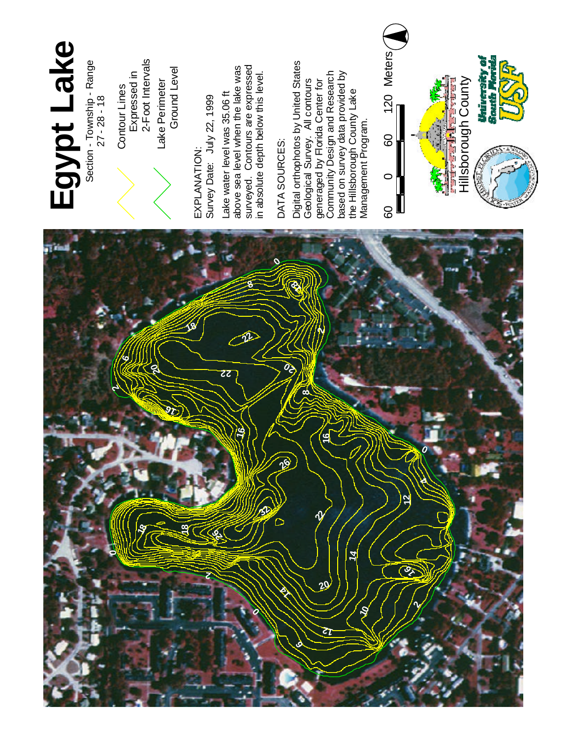# Egypt Lake

Section - Township - Range
27 - 28 - 18

Contour Lines Expressed in 2-Foot Intervals

Lake Perimeter Ground Level

EXPLANATION:
Survey Date: July 22, 1999

Lake water level was 35.06 ft above sea level when the lake was surveyed. Contours are expressed in absolute depth below this level.

DATA SOURCES:

Digital orthophotos by United States Geological Survey. All contours generaged by Florida Center for Community Design and Research based on survey data provided by the Hillsborough County Lake Management Program.

60 0 60 120 Meters

Hillsborough County

University of South Florida USF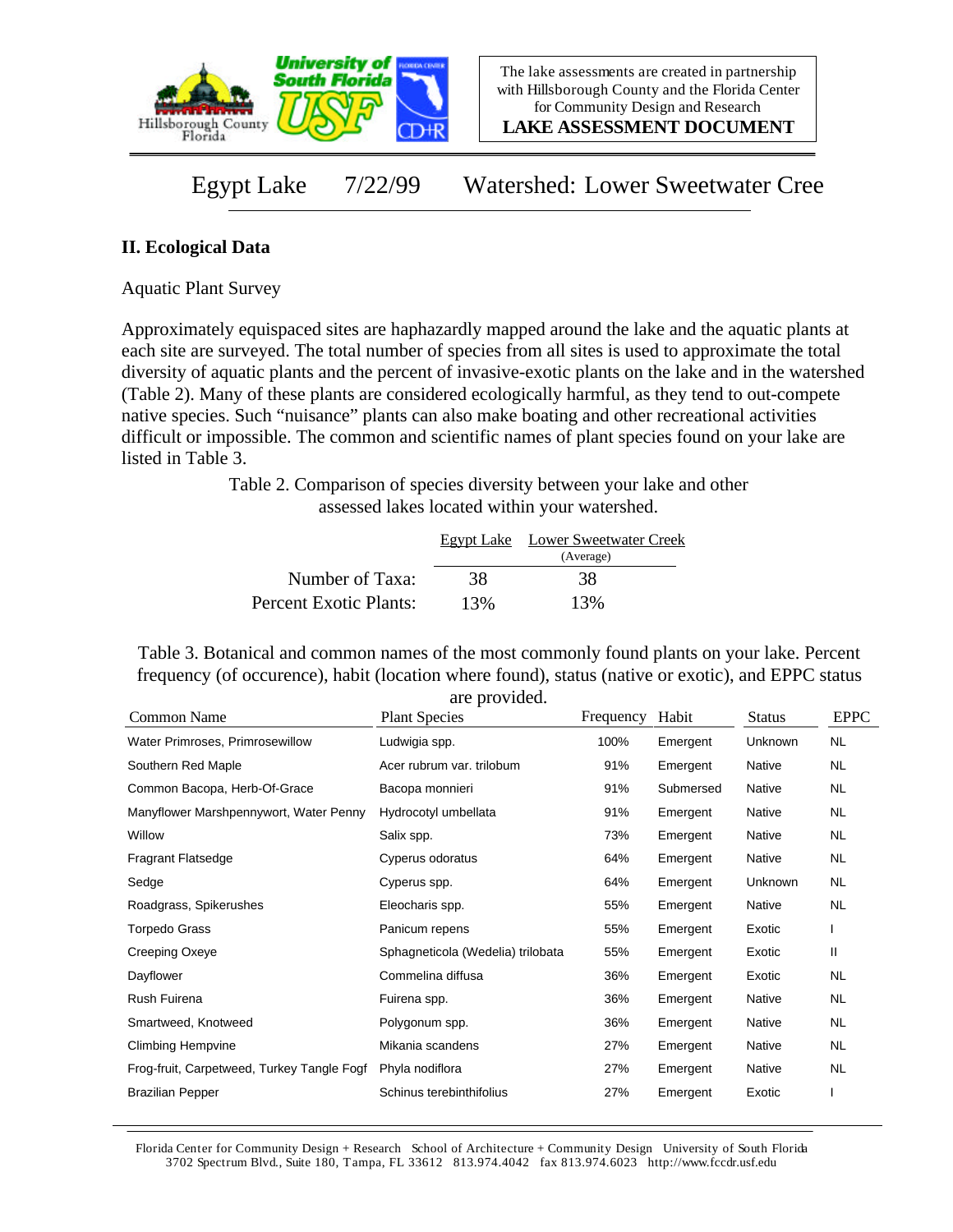Egypt Lake 7/22/99 Watershed: Lower Sweetwater Cree

## II. Ecological Data

Aquatic Plant Survey

Approximately equispaced sites are haphazardly mapped around the lake and the aquatic plants at each site are surveyed. The total number of species from all sites is used to approximate the total diversity of aquatic plants and the percent of invasive-exotic plants on the lake and in the watershed (Table 2). Many of these plants are considered ecologically harmful, as they tend to out-compete native species. Such "nuisance" plants can also make boating and other recreational activities difficult or impossible. The common and scientific names of plant species found on your lake are listed in Table 3.

Table 2. Comparison of species diversity between your lake and other assessed lakes located within your watershed.

| | Egypt Lake | Lower Sweetwater Creek (Average) |
|---|---|---|
| Number of Taxa: | 38 | 38 |
| Percent Exotic Plants: | 13% | 13% |

Table 3. Botanical and common names of the most commonly found plants on your lake. Percent frequency (of occurence), habit (location where found), status (native or exotic), and EPPC status are provided.

| Common Name | Plant Species | Frequency | Habit | Status | EPPC |
|---|---|---|---|---|---|
| Water Primroses, Primrosewillow | Ludwigia spp. | 100% | Emergent | Unknown | NL |
| Southern Red Maple | Acer rubrum var. trilobum | 91% | Emergent | Native | NL |
| Common Bacopa, Herb-Of-Grace | Bacopa monnieri | 91% | Submersed | Native | NL |
| Manyflower Marshpennywort, Water Penny | Hydrocotyl umbellata | 91% | Emergent | Native | NL |
| Willow | Salix spp. | 73% | Emergent | Native | NL |
| Fragrant Flatsedge | Cyperus odoratus | 64% | Emergent | Native | NL |
| Sedge | Cyperus spp. | 64% | Emergent | Unknown | NL |
| Roadgrass, Spikerushes | Eleocharis spp. | 55% | Emergent | Native | NL |
| Torpedo Grass | Panicum repens | 55% | Emergent | Exotic | I |
| Creeping Oxeye | Sphagneticola (Wedelia) trilobata | 55% | Emergent | Exotic | II |
| Dayflower | Commelina diffusa | 36% | Emergent | Exotic | NL |
| Rush Fuirena | Fuirena spp. | 36% | Emergent | Native | NL |
| Smartweed, Knotweed | Polygonum spp. | 36% | Emergent | Native | NL |
| Climbing Hempvine | Mikania scandens | 27% | Emergent | Native | NL |
| Frog-fruit, Carpetweed, Turkey Tangle Fogf | Phyla nodiflora | 27% | Emergent | Native | NL |
| Brazilian Pepper | Schinus terebinthifolius | 27% | Emergent | Exotic | I |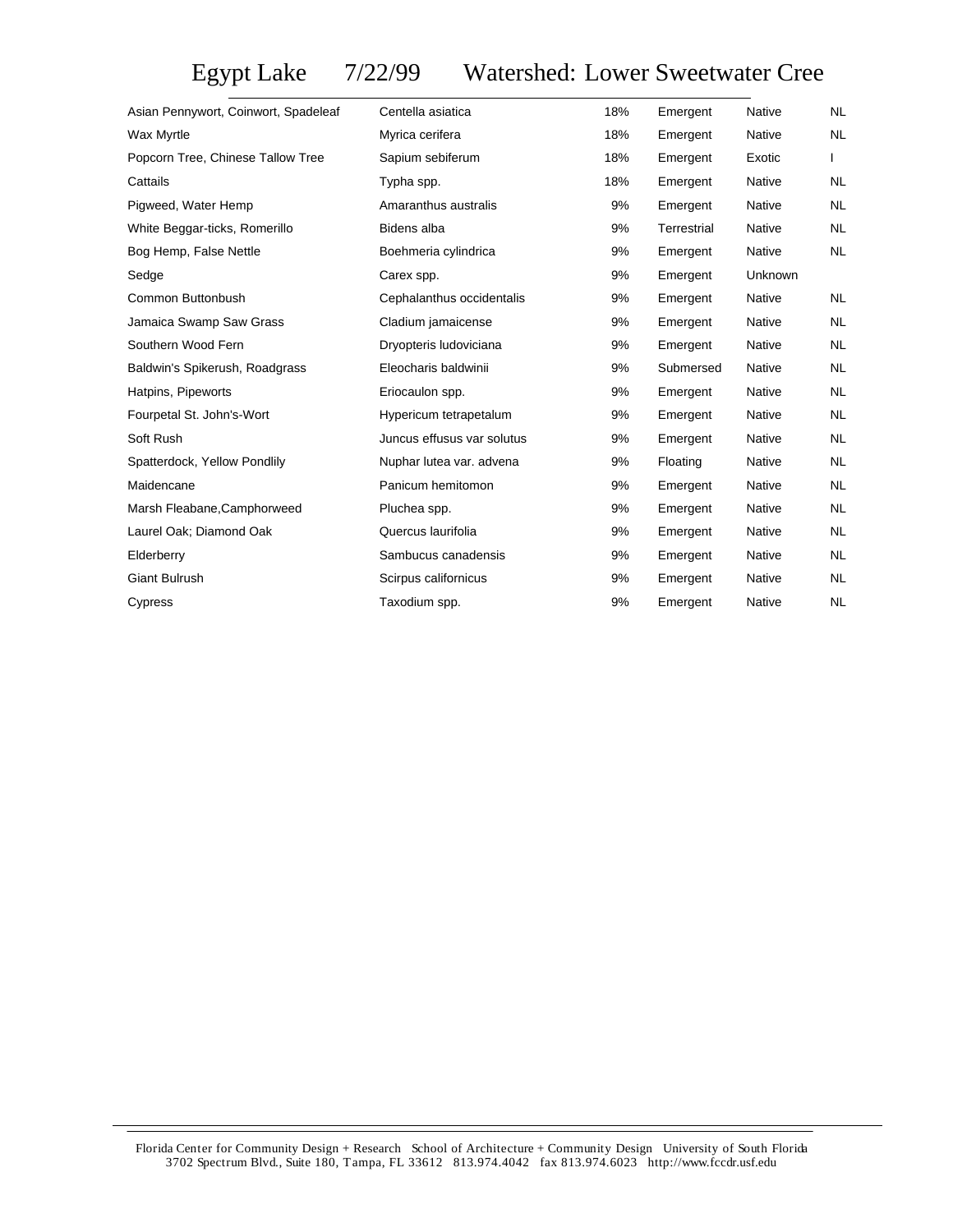# Egypt Lake 7/22/99 Watershed: Lower Sweetwater Cree

| | | | | | |
|---|---|---|---|---|---|
| Asian Pennywort, Coinwort, Spadeleaf | Centella asiatica | 18% | Emergent | Native | NL |
| Wax Myrtle | Myrica cerifera | 18% | Emergent | Native | NL |
| Popcorn Tree, Chinese Tallow Tree | Sapium sebiferum | 18% | Emergent | Exotic | I |
| Cattails | Typha spp. | 18% | Emergent | Native | NL |
| Pigweed, Water Hemp | Amaranthus australis | 9% | Emergent | Native | NL |
| White Beggar-ticks, Romerillo | Bidens alba | 9% | Terrestrial | Native | NL |
| Bog Hemp, False Nettle | Boehmeria cylindrica | 9% | Emergent | Native | NL |
| Sedge | Carex spp. | 9% | Emergent | Unknown | |
| Common Buttonbush | Cephalanthus occidentalis | 9% | Emergent | Native | NL |
| Jamaica Swamp Saw Grass | Cladium jamaicense | 9% | Emergent | Native | NL |
| Southern Wood Fern | Dryopteris ludoviciana | 9% | Emergent | Native | NL |
| Baldwin's Spikerush, Roadgrass | Eleocharis baldwinii | 9% | Submersed | Native | NL |
| Hatpins, Pipeworts | Eriocaulon spp. | 9% | Emergent | Native | NL |
| Fourpetal St. John's-Wort | Hypericum tetrapetalum | 9% | Emergent | Native | NL |
| Soft Rush | Juncus effusus var solutus | 9% | Emergent | Native | NL |
| Spatterdock, Yellow Pondlily | Nuphar lutea var. advena | 9% | Floating | Native | NL |
| Maidencane | Panicum hemitomon | 9% | Emergent | Native | NL |
| Marsh Fleabane,Camphorweed | Pluchea spp. | 9% | Emergent | Native | NL |
| Laurel Oak; Diamond Oak | Quercus laurifolia | 9% | Emergent | Native | NL |
| Elderberry | Sambucus canadensis | 9% | Emergent | Native | NL |
| Giant Bulrush | Scirpus californicus | 9% | Emergent | Native | NL |
| Cypress | Taxodium spp. | 9% | Emergent | Native | NL |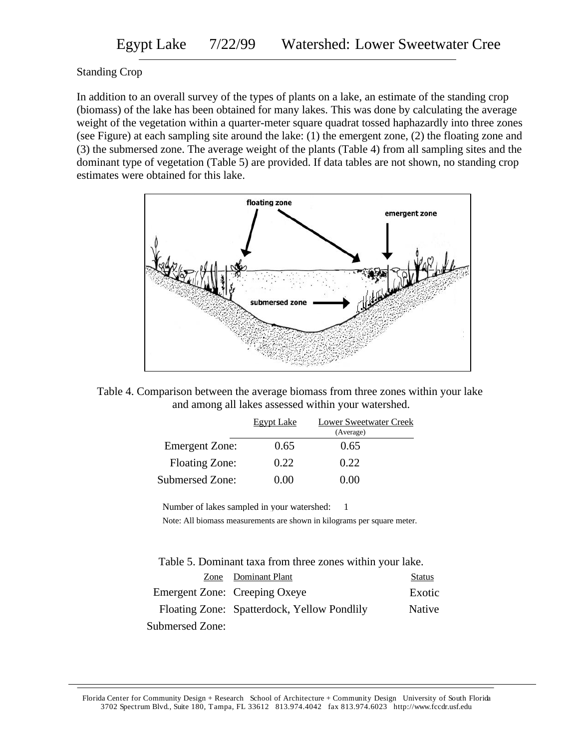# Egypt Lake 7/22/99 Watershed: Lower Sweetwater Cree

Standing Crop

In addition to an overall survey of the types of plants on a lake, an estimate of the standing crop (biomass) of the lake has been obtained for many lakes. This was done by calculating the average weight of the vegetation within a quarter-meter square quadrat tossed haphazardly into three zones (see Figure) at each sampling site around the lake: (1) the emergent zone, (2) the floating zone and (3) the submersed zone. The average weight of the plants (Table 4) from all sampling sites and the dominant type of vegetation (Table 5) are provided. If data tables are not shown, no standing crop estimates were obtained for this lake.

floating zone

emergent zone

submersed zone

Table 4. Comparison between the average biomass from three zones within your lake and among all lakes assessed within your watershed.

| | Egypt Lake | Lower Sweetwater Creek (Average) |
|---|---|---|
| Emergent Zone: | 0.65 | 0.65 |
| Floating Zone: | 0.22 | 0.22 |
| Submersed Zone: | 0.00 | 0.00 |

Number of lakes sampled in your watershed: 1

Note: All biomass measurements are shown in kilograms per square meter.

Table 5. Dominant taxa from three zones within your lake.

| Zone | Dominant Plant | Status |
|---|---|---|
| Emergent Zone: | Creeping Oxeye | Exotic |
| Floating Zone: | Spatterdock, Yellow Pondlily | Native |
| Submersed Zone: | | |